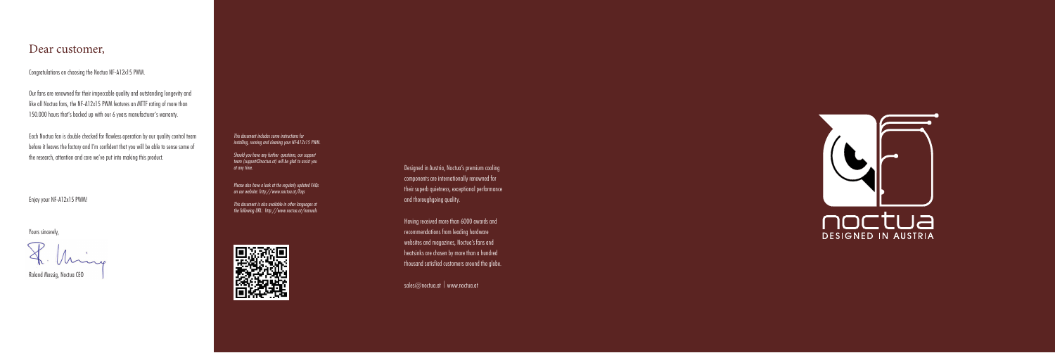# Dear customer,

Congratulations on choosing the Noctua NF-A12x15 PWM.

Our fans are renowned for their impeccable quality and outstanding longevity and like all Noctua fans, the NF-A12x15 PWM features an MTTF rating of more than 150.000 hours that's backed up with our 6 years manufacturer's warranty.

Each Noctua fan is double checked for flawless operation by our quality control team before it leaves the factory and I'm confident that you will be able to sense some of the research, attention and care we've put into making this product.

Enjoy your NF-A12x15 PWM!

Yours sincerely,

Roland Mossig, Noctua CEO

*This document includes some instructions for installing, running and cleaning your NF-A12x15 PWM.*

*Should you have any further questions, our support team (support@noctua.at) will be glad to assist you at any time.*

*Please also have a look at the regularly updated FAQs on our website: http://www.noctua.at/faqs*

*This document is also available in other languages at the following URL: http://www.noctua.at/manuals*

Designed in Austria, Noctua's premium cooling components are internationally renowned for their superb quietness, exceptional performance and thoroughgoing quality.

Having received more than 6000 awards and recommendations from leading hardware websites and magazines, Noctua's fans and heatsinks are chosen by more than a hundred thousand satisfied customers around the globe.

sales@noctua.at | www.noctua.at

noctua
DESIGNED IN AUSTRIA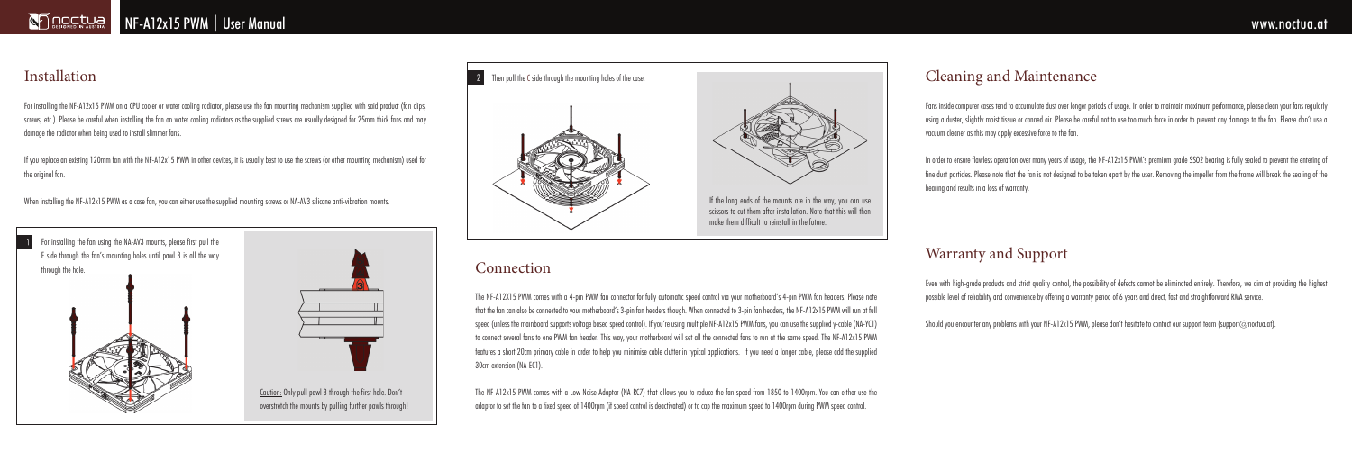# NF-A12x15 PWM | User Manual

## Installation

For installing the NF-A12x15 PWM on a CPU cooler or water cooling radiator, please use the fan mounting mechanism supplied with said product (fan clips, screws, etc.). Please be careful when installing the fan on water cooling radiators as the supplied screws are usually designed for 25mm thick fans and may damage the radiator when being used to install slimmer fans.

If you replace an existing 120mm fan with the NF-A12x15 PWM in other devices, it is usually best to use the screws (or other mounting mechanism) used for the original fan.

When installing the NF-A12x15 PWM as a case fan, you can either use the supplied mounting screws or NA-AV3 silicone anti-vibration mounts.

1. For installing the fan using the NA-AV3 mounts, please first pull the F side through the fan's mounting holes until pawl 3 is all the way through the hole.

Caution: Only pull pawl 3 through the first hole. Don't overstretch the mounts by pulling further pawls through!

2. Then pull the C side through the mounting holes of the case.

If the long ends of the mounts are in the way, you can use scissors to cut them after installation. Note that this will then make them difficult to reinstall in the future.

## Connection

The NF-A12X15 PWM comes with a 4-pin PWM fan connector for fully automatic speed control via your motherboard's 4-pin PWM fan headers. Please note that the fan can also be connected to your motherboard's 3-pin fan headers though. When connected to 3-pin fan headers, the NF-A12x15 PWM will run at full speed (unless the mainboard supports voltage based speed control). If you're using multiple NF-A12x15 PWM fans, you can use the supplied y-cable (NA-YC1) to connect several fans to one PWM fan header. This way, your motherboard will set all the connected fans to run at the same speed. The NF-A12x15 PWM features a short 20cm primary cable in order to help you minimise cable clutter in typical applications. If you need a longer cable, please add the supplied 30cm extension (NA-EC1).

The NF-A12x15 PWM comes with a Low-Noise Adaptor (NA-RC7) that allows you to reduce the fan speed from 1850 to 1400rpm. You can either use the adaptor to set the fan to a fixed speed of 1400rpm (if speed control is deactivated) or to cap the maximum speed to 1400rpm during PWM speed control.

## Cleaning and Maintenance

Fans inside computer cases tend to accumulate dust over longer periods of usage. In order to maintain maximum performance, please clean your fans regularly using a duster, slightly moist tissue or canned air. Please be careful not to use too much force in order to prevent any damage to the fan. Please don't use a vacuum cleaner as this may apply excessive force to the fan.

In order to ensure flawless operation over many years of usage, the NF-A12x15 PWM's premium grade SSO2 bearing is fully sealed to prevent the entering of fine dust particles. Please note that the fan is not designed to be taken apart by the user. Removing the impeller from the frame will break the sealing of the bearing and results in a loss of warranty.

## Warranty and Support

Even with high-grade products and strict quality control, the possibility of defects cannot be eliminated entirely. Therefore, we aim at providing the highest possible level of reliability and convenience by offering a warranty period of 6 years and direct, fast and straightforward RMA service.

Should you encounter any problems with your NF-A12x15 PWM, please don't hesitate to contact our support team (support@noctua.at).